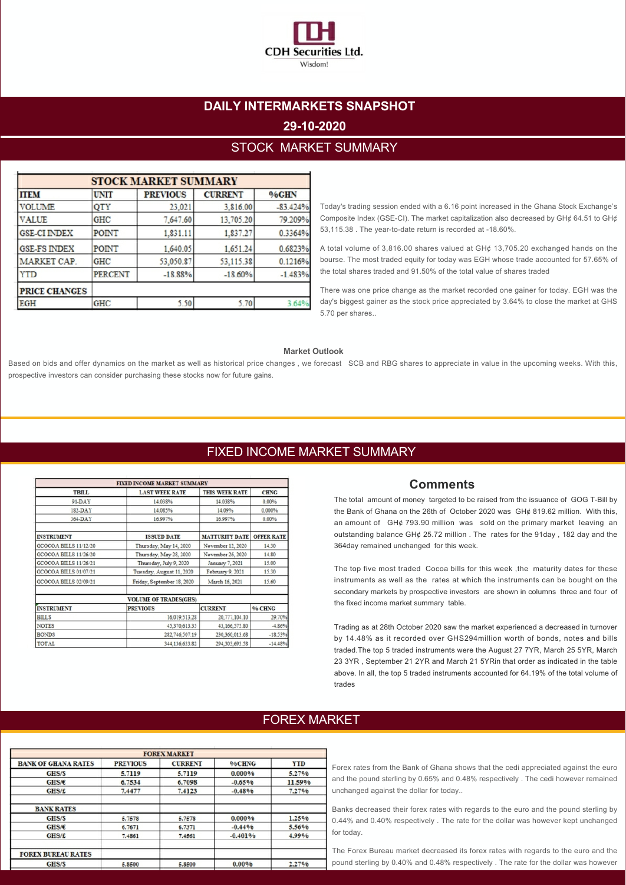CDH Securities Ltd.

Wisdom!

# DAILY INTERMARKETS SNAPSHOT

## 29-10-2020

## STOCK MARKET SUMMARY

| STOCK MARKET SUMMARY | | | | |
|---|---|---|---|---|
| ITEM | UNIT | PREVIOUS | CURRENT | %GHN |
| VOLUME | QTY | 23,021 | 3,816.00 | -83.424% |
| VALUE | GHC | 7,647.60 | 13,705.20 | 79.209% |
| GSE-CI INDEX | POINT | 1,831.11 | 1,837.27 | 0.3364% |
| GSE-FS INDEX | POINT | 1,640.05 | 1,651.24 | 0.6823% |
| MARKET CAP. | GHC | 53,050.87 | 53,115.38 | 0.1216% |
| YTD | PERCENT | -18.88% | -18.60% | -1.483% |
| PRICE CHANGES | | | | |
| EGH | GHC | 5.50 | 5.70 | 3.64% |

Today's trading session ended with a 6.16 point increased in the Ghana Stock Exchange's Composite Index (GSE-CI). The market capitalization also decreased by GH¢ 64.51 to GH¢ 53,115.38 . The year-to-date return is recorded at -18.60%.

A total volume of 3,816.00 shares valued at GH¢ 13,705.20 exchanged hands on the bourse. The most traded equity for today was EGH whose trade accounted for 57.65% of the total shares traded and 91.50% of the total value of shares traded

There was one price change as the market recorded one gainer for today. EGH was the day's biggest gainer as the stock price appreciated by 3.64% to close the market at GHS 5.70 per shares..

**Market Outlook**

Based on bids and offer dynamics on the market as well as historical price changes , we forecast SCB and RBG shares to appreciate in value in the upcoming weeks. With this, prospective investors can consider purchasing these stocks now for future gains.

## FIXED INCOME MARKET SUMMARY

| FIXED INCOME MARKET SUMMARY | | | |
|---|---|---|---|
| TBILL | LAST WEEK RATE | THIS WEEK RATE | CHNG |
| 91-DAY | 14.038% | 14.038% | 0.00% |
| 182-DAY | 14.085% | 14.09% | 0.000% |
| 364-DAY | 16.997% | 16.997% | 0.00% |
| | | | |
| INSTRUMENT | ISSUED DATE | MATTURITY DATE | OFFER RATE |
| GCOCOA BILLS 11/12/20 | Thursday, May 14, 2020 | November 12, 2020 | 14.30 |
| GCOCOA BILLS 11/26/20 | Thursday, May 28, 2020 | November 26, 2020 | 14.80 |
| GCOCOA BILLS 11/26/21 | Thursday, July 9, 2020 | January 7, 2021 | 15.00 |
| GCOCOA BILLS 01/07/21 | Tuesday, August 11, 2020 | February 9, 2021 | 15.30 |
| GCOCOA BILLS 02/09/21 | Friday, September 18, 2020 | March 16, 2021 | 15.60 |
| | | | |
| VOLUME OF TRADES(GHS) | | | |
| INSTRUMENT | PREVIOUS | CURRENT | % CHNG |
| BILLS | 16,019,513.28 | 20,777,104.10 | 29.70% |
| NOTES | 45,370,613.35 | 43,166,575.80 | -4.86% |
| BONDS | 282,746,507.19 | 230,360,013.68 | -18.53% |
| TOTAL | 344,136,633.82 | 294,303,693.58 | -14.48% |

### Comments

The total amount of money targeted to be raised from the issuance of GOG T-Bill by the Bank of Ghana on the 26th of October 2020 was GH¢ 819.62 million. With this, an amount of GH¢ 793.90 million was sold on the primary market leaving an outstanding balance GH¢ 25.72 million . The rates for the 91day , 182 day and the 364day remained unchanged for this week.

The top five most traded Cocoa bills for this week ,the maturity dates for these instruments as well as the rates at which the instruments can be bought on the secondary markets by prospective investors are shown in columns three and four of the fixed income market summary table.

Trading as at 28th October 2020 saw the market experienced a decreased in turnover by 14.48% as it recorded over GHS294million worth of bonds, notes and bills traded.The top 5 traded instruments were the August 27 7YR, March 25 5YR, March 23 3YR , September 21 2YR and March 21 5YRin that order as indicated in the table above. In all, the top 5 traded instruments accounted for 64.19% of the total volume of trades

## FOREX MARKET

| FOREX MARKET | | | | |
|---|---|---|---|---|
| BANK OF GHANA RATES | PREVIOUS | CURRENT | %CHNG | YTD |
| GHS/$ | 5.7119 | 5.7119 | 0.000% | 5.27% |
| GHS/€ | 6.7534 | 6.7098 | -0.65% | 11.59% |
| GHS/£ | 7.4477 | 7.4123 | -0.48% | 7.27% |
| | | | | |
| BANK RATES | | | | |
| GHS/$ | 5.7578 | 5.7578 | 0.000% | 1.25% |
| GHS/€ | 6.7671 | 6.7371 | -0.44% | 5.56% |
| GHS/£ | 7.4861 | 7.4561 | -0.401% | 4.99% |
| | | | | |
| FOREX BUREAU RATES | | | | |
| GHS/$ | 5.8500 | 5.8500 | 0.00% | 2.27% |

Forex rates from the Bank of Ghana shows that the cedi appreciated against the euro and the pound sterling by 0.65% and 0.48% respectively . The cedi however remained unchanged against the dollar for today..

Banks decreased their forex rates with regards to the euro and the pound sterling by 0.44% and 0.40% respectively . The rate for the dollar was however kept unchanged for today.

The Forex Bureau market decreased its forex rates with regards to the euro and the pound sterling by 0.40% and 0.48% respectively . The rate for the dollar was however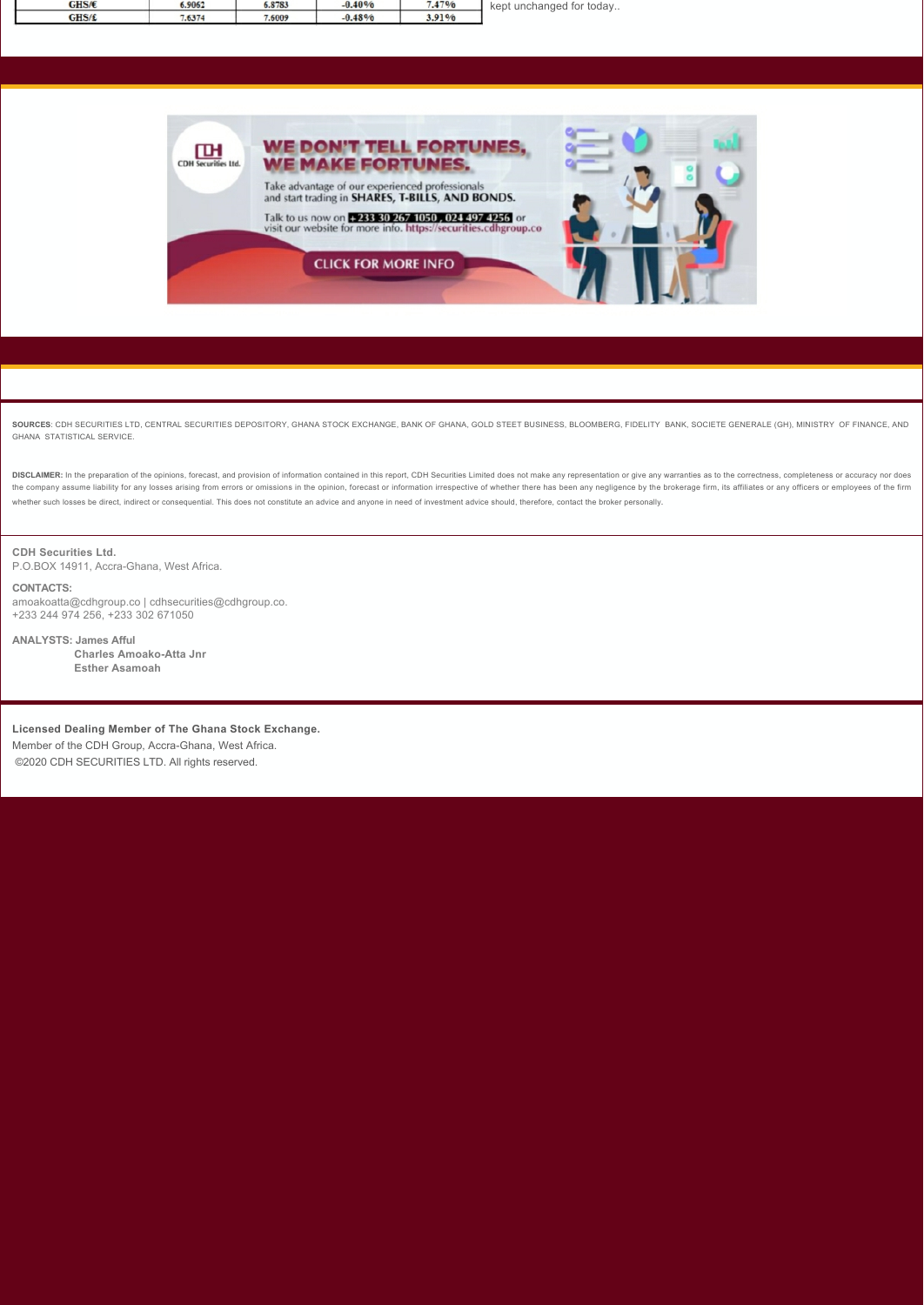| | | | | |
|---|---|---|---|---|
| GHS/€ | 6.9062 | 6.8783 | -0.40% | 7.47% |
| GHS/£ | 7.6374 | 7.6009 | -0.48% | 3.91% |

kept unchanged for today..

**SOURCES**: CDH SECURITIES LTD, CENTRAL SECURITIES DEPOSITORY, GHANA STOCK EXCHANGE, BANK OF GHANA, GOLD STEET BUSINESS, BLOOMBERG, FIDELITY BANK, SOCIETE GENERALE (GH), MINISTRY OF FINANCE, AND GHANA STATISTICAL SERVICE.

**DISCLAIMER:** In the preparation of the opinions, forecast, and provision of information contained in this report, CDH Securities Limited does not make any representation or give any warranties as to the correctness, completeness or accuracy nor does the company assume liability for any losses arising from errors or omissions in the opinion, forecast or information irrespective of whether there has been any negligence by the brokerage firm, its affiliates or any officers or employees of the firm whether such losses be direct, indirect or consequential. This does not constitute an advice and anyone in need of investment advice should, therefore, contact the broker personally.

**CDH Securities Ltd.**
P.O.BOX 14911, Accra-Ghana, West Africa.

**CONTACTS:**
amoakoatta@cdhgroup.co | cdhsecurities@cdhgroup.co.
+233 244 974 256, +233 302 671050

**ANALYSTS: James Afful**
**Charles Amoako-Atta Jnr**
**Esther Asamoah**

**Licensed Dealing Member of The Ghana Stock Exchange.**
Member of the CDH Group, Accra-Ghana, West Africa.
©2020 CDH SECURITIES LTD. All rights reserved.